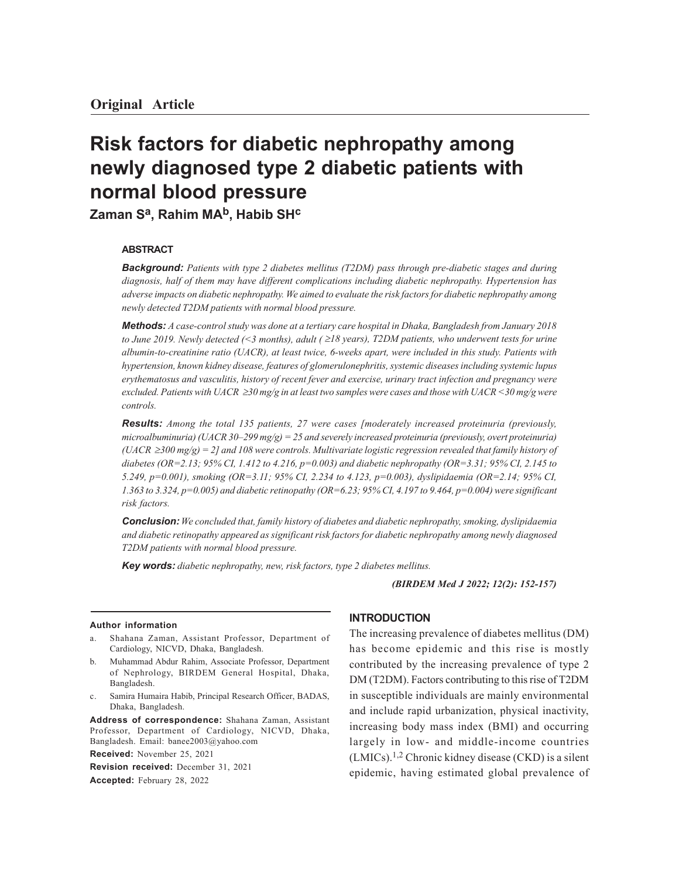**Original Article**

# Risk factors for diabetic nephropathy among newly diagnosed type 2 diabetic patients with normal blood pressure

**Zaman S[a], Rahim MA[b], Habib SH[c]**

## ABSTRACT

***Background:*** *Patients with type 2 diabetes mellitus (T2DM) pass through pre-diabetic stages and during diagnosis, half of them may have different complications including diabetic nephropathy. Hypertension has adverse impacts on diabetic nephropathy. We aimed to evaluate the risk factors for diabetic nephropathy among newly detected T2DM patients with normal blood pressure.*

***Methods:*** *A case-control study was done at a tertiary care hospital in Dhaka, Bangladesh from January 2018 to June 2019. Newly detected (<3 months), adult ( ≥18 years), T2DM patients, who underwent tests for urine albumin-to-creatinine ratio (UACR), at least twice, 6-weeks apart, were included in this study. Patients with hypertension, known kidney disease, features of glomerulonephritis, systemic diseases including systemic lupus erythematosus and vasculitis, history of recent fever and exercise, urinary tract infection and pregnancy were excluded. Patients with UACR ≥30 mg/g in at least two samples were cases and those with UACR <30 mg/g were controls.*

***Results:*** *Among the total 135 patients, 27 were cases [moderately increased proteinuria (previously, microalbuminuria) (UACR 30–299 mg/g) = 25 and severely increased proteinuria (previously, overt proteinuria) (UACR ≥300 mg/g) = 2] and 108 were controls. Multivariate logistic regression revealed that family history of diabetes (OR=2.13; 95% CI, 1.412 to 4.216, p=0.003) and diabetic nephropathy (OR=3.31; 95% CI, 2.145 to 5.249, p=0.001), smoking (OR=3.11; 95% CI, 2.234 to 4.123, p=0.003), dyslipidaemia (OR=2.14; 95% CI, 1.363 to 3.324, p=0.005) and diabetic retinopathy (OR=6.23; 95% CI, 4.197 to 9.464, p=0.004) were significant risk factors.*

***Conclusion:*** *We concluded that, family history of diabetes and diabetic nephropathy, smoking, dyslipidaemia and diabetic retinopathy appeared as significant risk factors for diabetic nephropathy among newly diagnosed T2DM patients with normal blood pressure.*

***Key words:*** *diabetic nephropathy, new, risk factors, type 2 diabetes mellitus.*

*(BIRDEM Med J 2022; 12(2): 152-157)*

**Author information**

a. Shahana Zaman, Assistant Professor, Department of Cardiology, NICVD, Dhaka, Bangladesh.
b. Muhammad Abdur Rahim, Associate Professor, Department of Nephrology, BIRDEM General Hospital, Dhaka, Bangladesh.
c. Samira Humaira Habib, Principal Research Officer, BADAS, Dhaka, Bangladesh.

**Address of correspondence:** Shahana Zaman, Assistant Professor, Department of Cardiology, NICVD, Dhaka, Bangladesh. Email: banee2003@yahoo.com

**Received:** November 25, 2021

**Revision received:** December 31, 2021

**Accepted:** February 28, 2022

## INTRODUCTION

The increasing prevalence of diabetes mellitus (DM) has become epidemic and this rise is mostly contributed by the increasing prevalence of type 2 DM (T2DM). Factors contributing to this rise of T2DM in susceptible individuals are mainly environmental and include rapid urbanization, physical inactivity, increasing body mass index (BMI) and occurring largely in low- and middle-income countries (LMICs).[1,2] Chronic kidney disease (CKD) is a silent epidemic, having estimated global prevalence of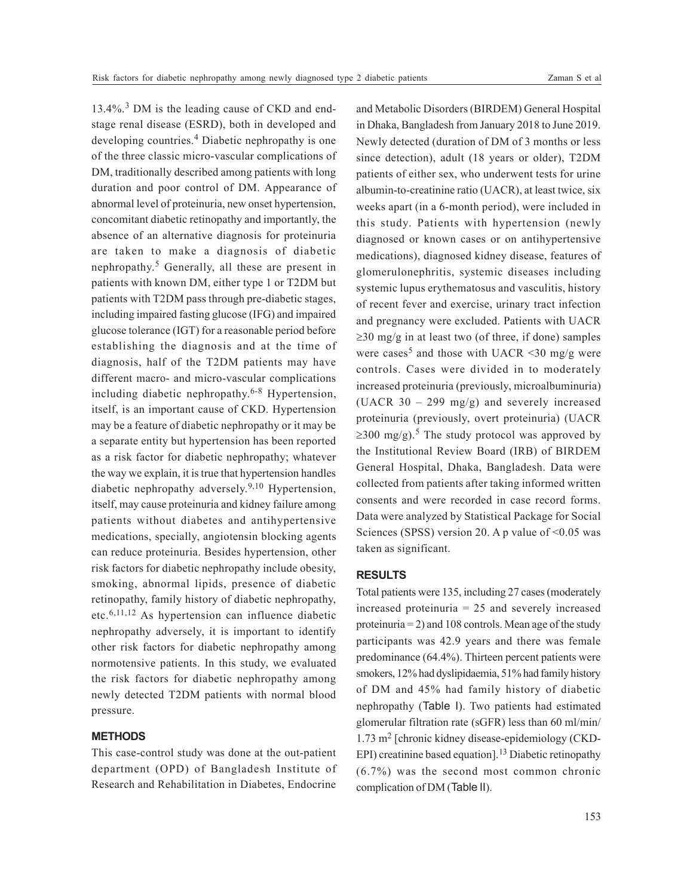13.4%.[3] DM is the leading cause of CKD and end-stage renal disease (ESRD), both in developed and developing countries.[4] Diabetic nephropathy is one of the three classic micro-vascular complications of DM, traditionally described among patients with long duration and poor control of DM. Appearance of abnormal level of proteinuria, new onset hypertension, concomitant diabetic retinopathy and importantly, the absence of an alternative diagnosis for proteinuria are taken to make a diagnosis of diabetic nephropathy.[5] Generally, all these are present in patients with known DM, either type 1 or T2DM but patients with T2DM pass through pre-diabetic stages, including impaired fasting glucose (IFG) and impaired glucose tolerance (IGT) for a reasonable period before establishing the diagnosis and at the time of diagnosis, half of the T2DM patients may have different macro- and micro-vascular complications including diabetic nephropathy.[6-8] Hypertension, itself, is an important cause of CKD. Hypertension may be a feature of diabetic nephropathy or it may be a separate entity but hypertension has been reported as a risk factor for diabetic nephropathy; whatever the way we explain, it is true that hypertension handles diabetic nephropathy adversely.[9,10] Hypertension, itself, may cause proteinuria and kidney failure among patients without diabetes and antihypertensive medications, specially, angiotensin blocking agents can reduce proteinuria. Besides hypertension, other risk factors for diabetic nephropathy include obesity, smoking, abnormal lipids, presence of diabetic retinopathy, family history of diabetic nephropathy, etc.[6,11,12] As hypertension can influence diabetic nephropathy adversely, it is important to identify other risk factors for diabetic nephropathy among normotensive patients. In this study, we evaluated the risk factors for diabetic nephropathy among newly detected T2DM patients with normal blood pressure.

## METHODS

This case-control study was done at the out-patient department (OPD) of Bangladesh Institute of Research and Rehabilitation in Diabetes, Endocrine and Metabolic Disorders (BIRDEM) General Hospital in Dhaka, Bangladesh from January 2018 to June 2019. Newly detected (duration of DM of 3 months or less since detection), adult (18 years or older), T2DM patients of either sex, who underwent tests for urine albumin-to-creatinine ratio (UACR), at least twice, six weeks apart (in a 6-month period), were included in this study. Patients with hypertension (newly diagnosed or known cases or on antihypertensive medications), diagnosed kidney disease, features of glomerulonephritis, systemic diseases including systemic lupus erythematosus and vasculitis, history of recent fever and exercise, urinary tract infection and pregnancy were excluded. Patients with UACR ≥30 mg/g in at least two (of three, if done) samples were cases[5] and those with UACR <30 mg/g were controls. Cases were divided in to moderately increased proteinuria (previously, microalbuminuria) (UACR 30 – 299 mg/g) and severely increased proteinuria (previously, overt proteinuria) (UACR ≥300 mg/g).[5] The study protocol was approved by the Institutional Review Board (IRB) of BIRDEM General Hospital, Dhaka, Bangladesh. Data were collected from patients after taking informed written consents and were recorded in case record forms. Data were analyzed by Statistical Package for Social Sciences (SPSS) version 20. A p value of <0.05 was taken as significant.

## RESULTS

Total patients were 135, including 27 cases (moderately increased proteinuria = 25 and severely increased proteinuria = 2) and 108 controls. Mean age of the study participants was 42.9 years and there was female predominance (64.4%). Thirteen percent patients were smokers, 12% had dyslipidaemia, 51% had family history of DM and 45% had family history of diabetic nephropathy (Table I). Two patients had estimated glomerular filtration rate (eGFR) less than 60 ml/min/1.73 m$^2$ [chronic kidney disease-epidemiology (CKD-EPI) creatinine based equation].[13] Diabetic retinopathy (6.7%) was the second most common chronic complication of DM (Table II).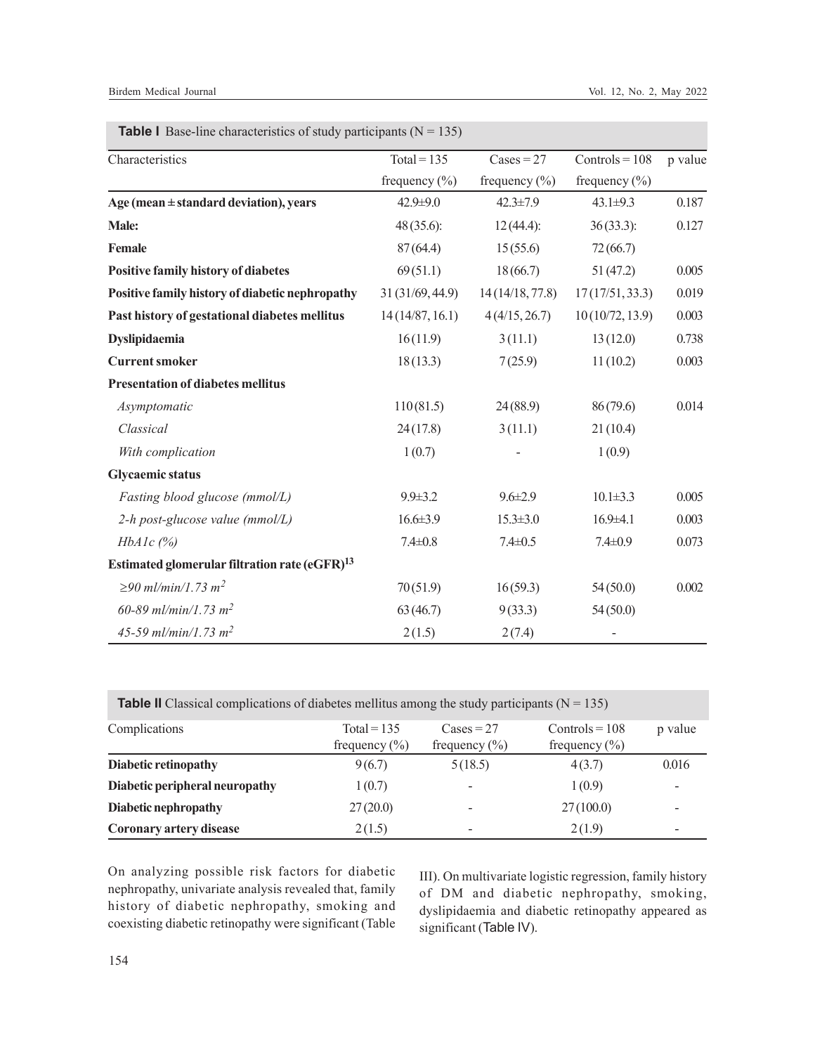**Table I** Base-line characteristics of study participants (N = 135)

| Characteristics | Total = 135 frequency (%) | Cases = 27 frequency (%) | Controls = 108 frequency (%) | p value |
|---|---|---|---|---|
| **Age (mean ± standard deviation), years** | 42.9±9.0 | 42.3±7.9 | 43.1±9.3 | 0.187 |
| **Male:** | 48 (35.6): | 12 (44.4): | 36 (33.3): | 0.127 |
| **Female** | 87 (64.4) | 15 (55.6) | 72 (66.7) | |
| **Positive family history of diabetes** | 69 (51.1) | 18 (66.7) | 51 (47.2) | 0.005 |
| **Positive family history of diabetic nephropathy** | 31 (31/69, 44.9) | 14 (14/18, 77.8) | 17 (17/51, 33.3) | 0.019 |
| **Past history of gestational diabetes mellitus** | 14 (14/87, 16.1) | 4 (4/15, 26.7) | 10 (10/72, 13.9) | 0.003 |
| **Dyslipidaemia** | 16 (11.9) | 3 (11.1) | 13 (12.0) | 0.738 |
| **Current smoker** | 18 (13.3) | 7 (25.9) | 11 (10.2) | 0.003 |
| **Presentation of diabetes mellitus** | | | | |
| *Asymptomatic* | 110 (81.5) | 24 (88.9) | 86 (79.6) | 0.014 |
| *Classical* | 24 (17.8) | 3 (11.1) | 21 (10.4) | |
| *With complication* | 1 (0.7) | - | 1 (0.9) | |
| **Glycaemic status** | | | | |
| *Fasting blood glucose (mmol/L)* | 9.9±3.2 | 9.6±2.9 | 10.1±3.3 | 0.005 |
| *2-h post-glucose value (mmol/L)* | 16.6±3.9 | 15.3±3.0 | 16.9±4.1 | 0.003 |
| *HbA1c (%)* | 7.4±0.8 | 7.4±0.5 | 7.4±0.9 | 0.073 |
| **Estimated glomerular filtration rate (eGFR)[13]** | | | | |
| *≥90 ml/min/1.73 $m^2$* | 70 (51.9) | 16 (59.3) | 54 (50.0) | 0.002 |
| *60-89 ml/min/1.73 $m^2$* | 63 (46.7) | 9 (33.3) | 54 (50.0) | |
| *45-59 ml/min/1.73 $m^2$* | 2 (1.5) | 2 (7.4) | - | |

**Table II** Classical complications of diabetes mellitus among the study participants (N = 135)

| Complications | Total = 135 frequency (%) | Cases = 27 frequency (%) | Controls = 108 frequency (%) | p value |
|---|---|---|---|---|
| **Diabetic retinopathy** | 9 (6.7) | 5 (18.5) | 4 (3.7) | 0.016 |
| **Diabetic peripheral neuropathy** | 1 (0.7) | - | 1 (0.9) | - |
| **Diabetic nephropathy** | 27 (20.0) | - | 27 (100.0) | - |
| **Coronary artery disease** | 2 (1.5) | - | 2 (1.9) | - |

On analyzing possible risk factors for diabetic nephropathy, univariate analysis revealed that, family history of diabetic nephropathy, smoking and coexisting diabetic retinopathy were significant (Table III). On multivariate logistic regression, family history of DM and diabetic nephropathy, smoking, dyslipidaemia and diabetic retinopathy appeared as significant (Table IV).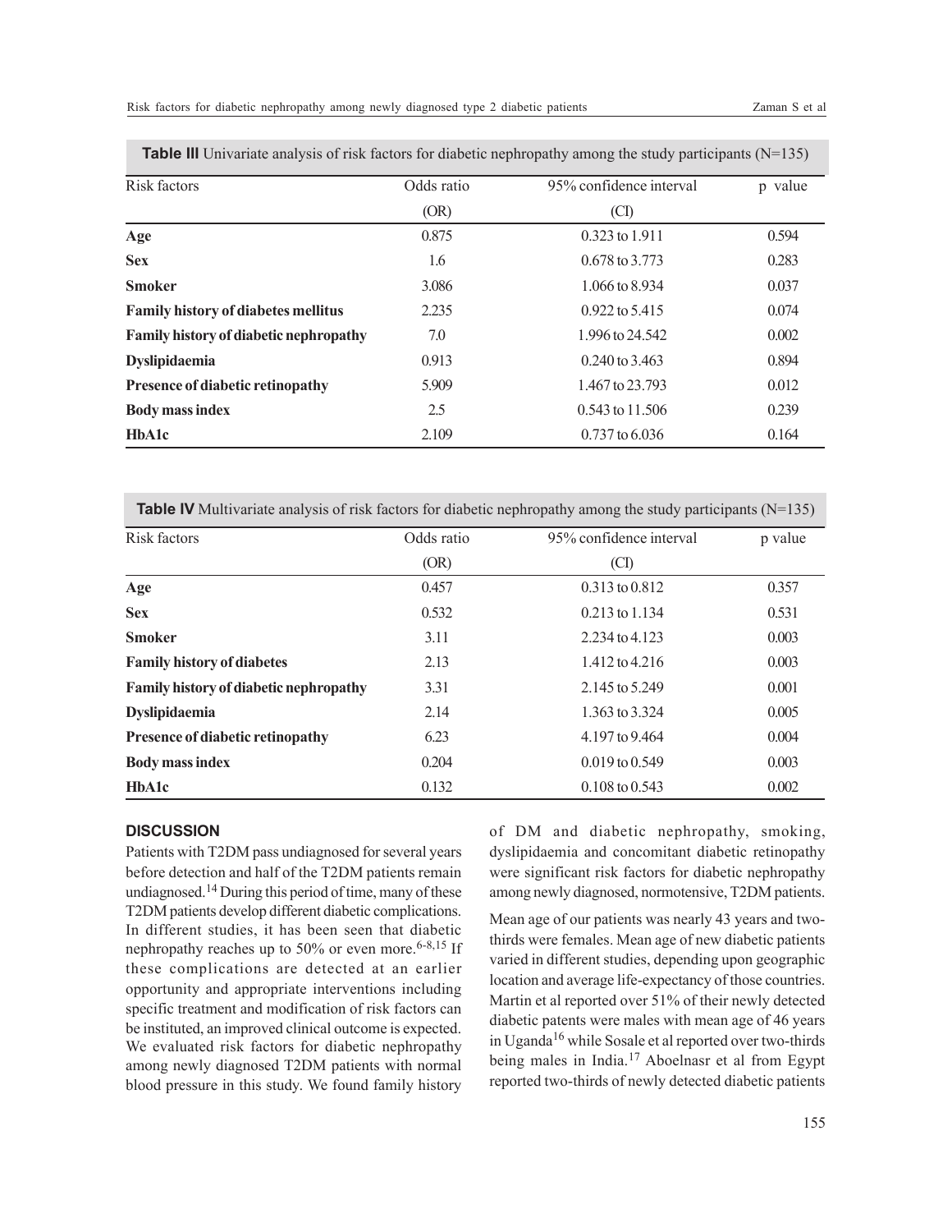**Table III** Univariate analysis of risk factors for diabetic nephropathy among the study participants (N=135)

| Risk factors | Odds ratio (OR) | 95% confidence interval (CI) | p value |
|---|---|---|---|
| **Age** | 0.875 | 0.323 to 1.911 | 0.594 |
| **Sex** | 1.6 | 0.678 to 3.773 | 0.283 |
| **Smoker** | 3.086 | 1.066 to 8.934 | 0.037 |
| **Family history of diabetes mellitus** | 2.235 | 0.922 to 5.415 | 0.074 |
| **Family history of diabetic nephropathy** | 7.0 | 1.996 to 24.542 | 0.002 |
| **Dyslipidaemia** | 0.913 | 0.240 to 3.463 | 0.894 |
| **Presence of diabetic retinopathy** | 5.909 | 1.467 to 23.793 | 0.012 |
| **Body mass index** | 2.5 | 0.543 to 11.506 | 0.239 |
| **HbA1c** | 2.109 | 0.737 to 6.036 | 0.164 |

**Table IV** Multivariate analysis of risk factors for diabetic nephropathy among the study participants (N=135)

| Risk factors | Odds ratio (OR) | 95% confidence interval (CI) | p value |
|---|---|---|---|
| **Age** | 0.457 | 0.313 to 0.812 | 0.357 |
| **Sex** | 0.532 | 0.213 to 1.134 | 0.531 |
| **Smoker** | 3.11 | 2.234 to 4.123 | 0.003 |
| **Family history of diabetes** | 2.13 | 1.412 to 4.216 | 0.003 |
| **Family history of diabetic nephropathy** | 3.31 | 2.145 to 5.249 | 0.001 |
| **Dyslipidaemia** | 2.14 | 1.363 to 3.324 | 0.005 |
| **Presence of diabetic retinopathy** | 6.23 | 4.197 to 9.464 | 0.004 |
| **Body mass index** | 0.204 | 0.019 to 0.549 | 0.003 |
| **HbA1c** | 0.132 | 0.108 to 0.543 | 0.002 |

## DISCUSSION

Patients with T2DM pass undiagnosed for several years before detection and half of the T2DM patients remain undiagnosed.[14] During this period of time, many of these T2DM patients develop different diabetic complications. In different studies, it has been seen that diabetic nephropathy reaches up to 50% or even more.[6-8,15] If these complications are detected at an earlier opportunity and appropriate interventions including specific treatment and modification of risk factors can be instituted, an improved clinical outcome is expected. We evaluated risk factors for diabetic nephropathy among newly diagnosed T2DM patients with normal blood pressure in this study. We found family history of DM and diabetic nephropathy, smoking, dyslipidaemia and concomitant diabetic retinopathy were significant risk factors for diabetic nephropathy among newly diagnosed, normotensive, T2DM patients.

Mean age of our patients was nearly 43 years and two-thirds were females. Mean age of new diabetic patients varied in different studies, depending upon geographic location and average life-expectancy of those countries. Martin et al reported over 51% of their newly detected diabetic patients were males with mean age of 46 years in Uganda[16] while Sosale et al reported over two-thirds being males in India.[17] Aboelnasr et al from Egypt reported two-thirds of newly detected diabetic patients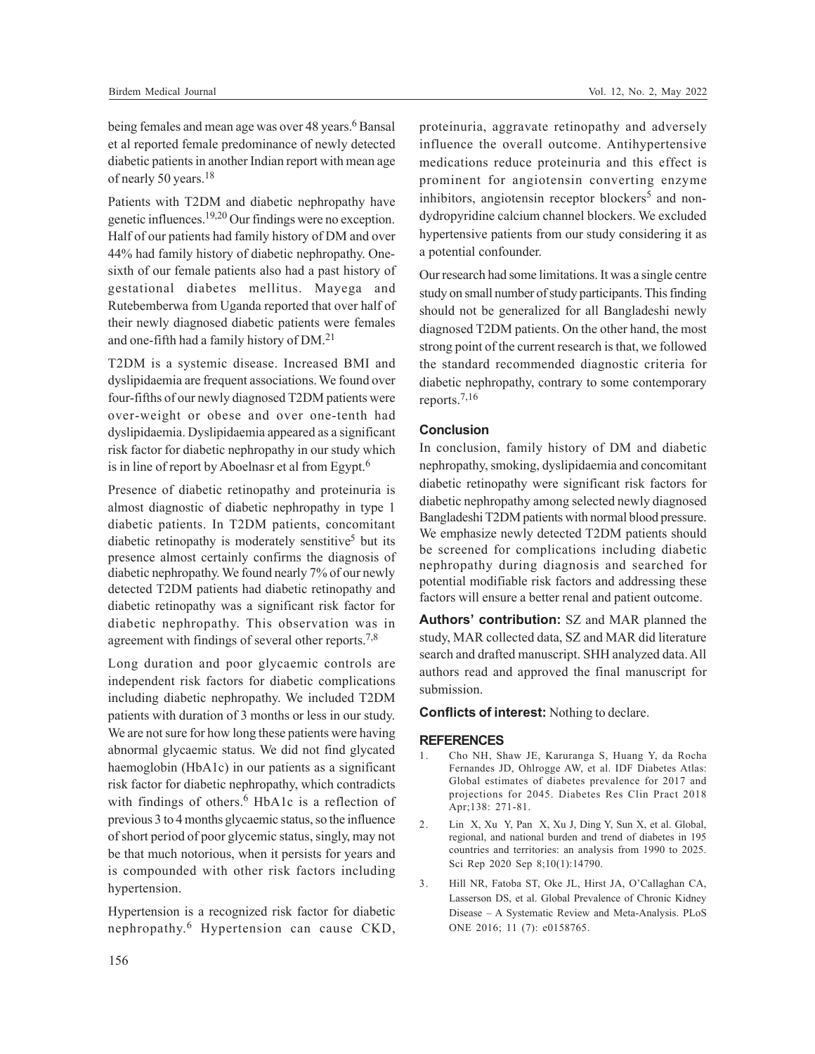being females and mean age was over 48 years.[6] Bansal et al reported female predominance of newly detected diabetic patients in another Indian report with mean age of nearly 50 years.[18]

Patients with T2DM and diabetic nephropathy have genetic influences.[19,20] Our findings were no exception. Half of our patients had family history of DM and over 44% had family history of diabetic nephropathy. One-sixth of our female patients also had a past history of gestational diabetes mellitus. Mayega and Rutebemberwa from Uganda reported that over half of their newly diagnosed diabetic patients were females and one-fifth had a family history of DM.[21]

T2DM is a systemic disease. Increased BMI and dyslipidaemia are frequent associations. We found over four-fifths of our newly diagnosed T2DM patients were over-weight or obese and over one-tenth had dyslipidaemia. Dyslipidaemia appeared as a significant risk factor for diabetic nephropathy in our study which is in line of report by Aboelnasr et al from Egypt.[6]

Presence of diabetic retinopathy and proteinuria is almost diagnostic of diabetic nephropathy in type 1 diabetic patients. In T2DM patients, concomitant diabetic retinopathy is moderately senstitive[5] but its presence almost certainly confirms the diagnosis of diabetic nephropathy. We found nearly 7% of our newly detected T2DM patients had diabetic retinopathy and diabetic retinopathy was a significant risk factor for diabetic nephropathy. This observation was in agreement with findings of several other reports.[7,8]

Long duration and poor glycaemic controls are independent risk factors for diabetic complications including diabetic nephropathy. We included T2DM patients with duration of 3 months or less in our study. We are not sure for how long these patients were having abnormal glycaemic status. We did not find glycated haemoglobin (HbA1c) in our patients as a significant risk factor for diabetic nephropathy, which contradicts with findings of others.[6] HbA1c is a reflection of previous 3 to 4 months glycaemic status, so the influence of short period of poor glycemic status, singly, may not be that much notorious, when it persists for years and is compounded with other risk factors including hypertension.

Hypertension is a recognized risk factor for diabetic nephropathy.[6] Hypertension can cause CKD, proteinuria, aggravate retinopathy and adversely influence the overall outcome. Antihypertensive medications reduce proteinuria and this effect is prominent for angiotensin converting enzyme inhibitors, angiotensin receptor blockers[5] and non-dydropyridine calcium channel blockers. We excluded hypertensive patients from our study considering it as a potential confounder.

Our research had some limitations. It was a single centre study on small number of study participants. This finding should not be generalized for all Bangladeshi newly diagnosed T2DM patients. On the other hand, the most strong point of the current research is that, we followed the standard recommended diagnostic criteria for diabetic nephropathy, contrary to some contemporary reports.[7,16]

## Conclusion

In conclusion, family history of DM and diabetic nephropathy, smoking, dyslipidaemia and concomitant diabetic retinopathy were significant risk factors for diabetic nephropathy among selected newly diagnosed Bangladeshi T2DM patients with normal blood pressure. We emphasize newly detected T2DM patients should be screened for complications including diabetic nephropathy during diagnosis and searched for potential modifiable risk factors and addressing these factors will ensure a better renal and patient outcome.

**Authors' contribution:** SZ and MAR planned the study, MAR collected data, SZ and MAR did literature search and drafted manuscript. SHH analyzed data. All authors read and approved the final manuscript for submission.

**Conflicts of interest:** Nothing to declare.

## REFERENCES

1. Cho NH, Shaw JE, Karuranga S, Huang Y, da Rocha Fernandes JD, Ohlrogge AW, et al. IDF Diabetes Atlas: Global estimates of diabetes prevalence for 2017 and projections for 2045. Diabetes Res Clin Pract 2018 Apr;138: 271-81.
2. Lin X, Xu Y, Pan X, Xu J, Ding Y, Sun X, et al. Global, regional, and national burden and trend of diabetes in 195 countries and territories: an analysis from 1990 to 2025. Sci Rep 2020 Sep 8;10(1):14790.
3. Hill NR, Fatoba ST, Oke JL, Hirst JA, O'Callaghan CA, Lasserson DS, et al. Global Prevalence of Chronic Kidney Disease – A Systematic Review and Meta-Analysis. PLoS ONE 2016; 11 (7): e0158765.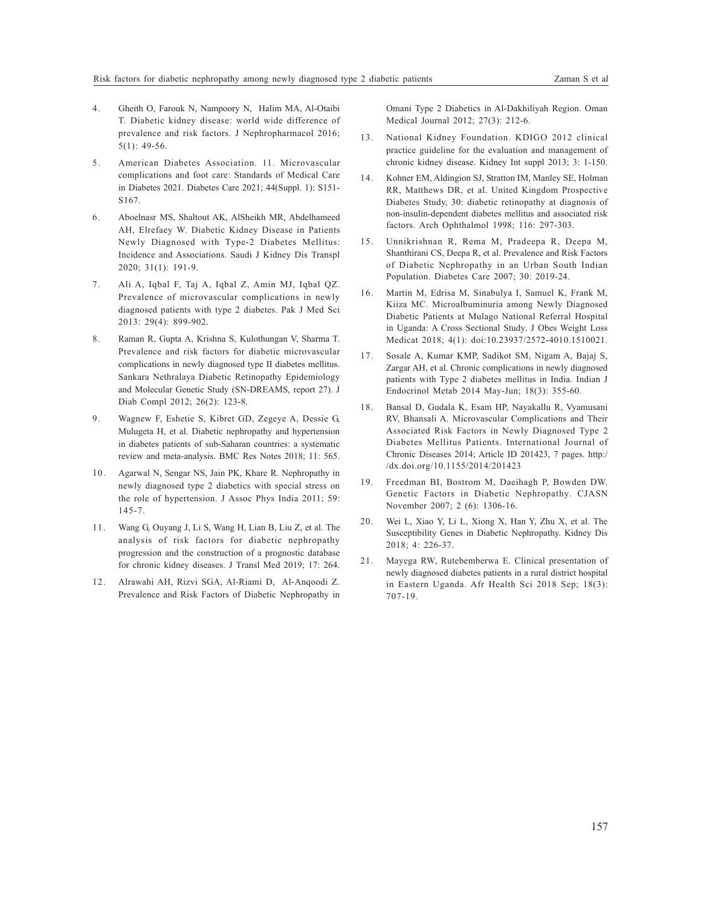4. Gheith O, Farouk N, Nampoory N, Halim MA, Al-Otaibi T. Diabetic kidney disease: world wide difference of prevalence and risk factors. J Nephropharmacol 2016; 5(1): 49-56.

5. American Diabetes Association. 11. Microvascular complications and foot care: Standards of Medical Care in Diabetes 2021. Diabetes Care 2021; 44(Suppl. 1): S151-S167.

6. Aboelnasr MS, Shaltout AK, AlSheikh MR, Abdelhameed AH, Elrefaey W. Diabetic Kidney Disease in Patients Newly Diagnosed with Type-2 Diabetes Mellitus: Incidence and Associations. Saudi J Kidney Dis Transpl 2020; 31(1): 191-9.

7. Ali A, Iqbal F, Taj A, Iqbal Z, Amin MJ, Iqbal QZ. Prevalence of microvascular complications in newly diagnosed patients with type 2 diabetes. Pak J Med Sci 2013: 29(4): 899-902.

8. Raman R, Gupta A, Krishna S, Kulothungan V, Sharma T. Prevalence and risk factors for diabetic microvascular complications in newly diagnosed type II diabetes mellitus. Sankara Nethralaya Diabetic Retinopathy Epidemiology and Molecular Genetic Study (SN-DREAMS, report 27). J Diab Compl 2012; 26(2): 123-8.

9. Wagnew F, Eshetie S, Kibret GD, Zegeye A, Dessie G, Mulugeta H, et al. Diabetic nephropathy and hypertension in diabetes patients of sub-Saharan countries: a systematic review and meta-analysis. BMC Res Notes 2018; 11: 565.

10. Agarwal N, Sengar NS, Jain PK, Khare R. Nephropathy in newly diagnosed type 2 diabetics with special stress on the role of hypertension. J Assoc Phys India 2011; 59: 145-7.

11. Wang G, Ouyang J, Li S, Wang H, Lian B, Liu Z, et al. The analysis of risk factors for diabetic nephropathy progression and the construction of a prognostic database for chronic kidney diseases. J Transl Med 2019; 17: 264.

12. Alrawahi AH, Rizvi SGA, Al-Riami D, Al-Anqoodi Z. Prevalence and Risk Factors of Diabetic Nephropathy in Omani Type 2 Diabetics in Al-Dakhiliyah Region. Oman Medical Journal 2012; 27(3): 212-6.

13. National Kidney Foundation. KDIGO 2012 clinical practice guideline for the evaluation and management of chronic kidney disease. Kidney Int suppl 2013; 3: 1-150.

14. Kohner EM, Aldingion SJ, Stratton IM, Manley SE, Holman RR, Matthews DR, et al. United Kingdom Prospective Diabetes Study, 30: diabetic retinopathy at diagnosis of non-insulin-dependent diabetes mellitus and associated risk factors. Arch Ophthalmol 1998; 116: 297-303.

15. Unnikrishnan R, Rema M, Pradeepa R, Deepa M, Shanthirani CS, Deepa R, et al. Prevalence and Risk Factors of Diabetic Nephropathy in an Urban South Indian Population. Diabetes Care 2007; 30: 2019-24.

16. Martin M, Edrisa M, Sinabulya I, Samuel K, Frank M, Kiiza MC. Microalbuminuria among Newly Diagnosed Diabetic Patients at Mulago National Referral Hospital in Uganda: A Cross Sectional Study. J Obes Weight Loss Medicat 2018; 4(1): doi:10.23937/2572-4010.1510021.

17. Sosale A, Kumar KMP, Sadikot SM, Nigam A, Bajaj S, Zargar AH, et al. Chronic complications in newly diagnosed patients with Type 2 diabetes mellitus in India. Indian J Endocrinol Metab 2014 May-Jun; 18(3): 355-60.

18. Bansal D, Gudala K, Esam HP, Nayakallu R, Vyamusani RV, Bhansali A. Microvascular Complications and Their Associated Risk Factors in Newly Diagnosed Type 2 Diabetes Mellitus Patients. International Journal of Chronic Diseases 2014; Article ID 201423, 7 pages. http://dx.doi.org/10.1155/2014/201423

19. Freedman BI, Bostrom M, Daeihagh P, Bowden DW. Genetic Factors in Diabetic Nephropathy. CJASN November 2007; 2 (6): 1306-16.

20. Wei L, Xiao Y, Li L, Xiong X, Han Y, Zhu X, et al. The Susceptibility Genes in Diabetic Nephropathy. Kidney Dis 2018; 4: 226-37.

21. Mayega RW, Rutebemberwa E. Clinical presentation of newly diagnosed diabetes patients in a rural district hospital in Eastern Uganda. Afr Health Sci 2018 Sep; 18(3): 707-19.